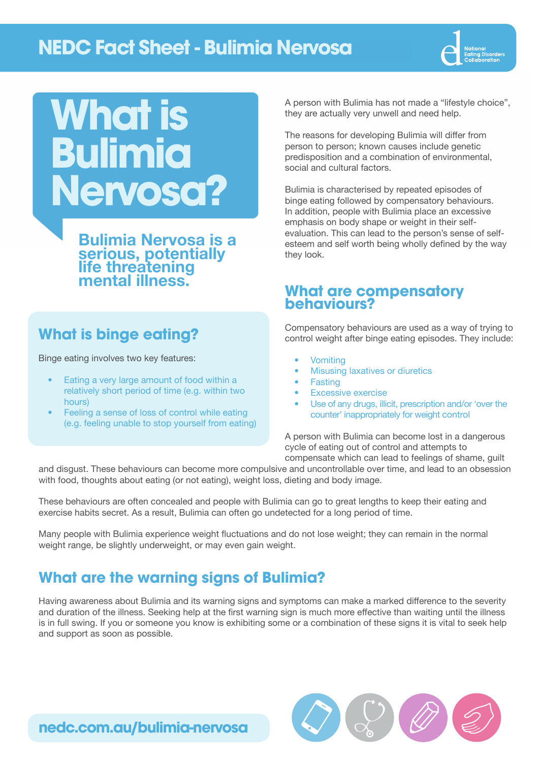# NEDC Fact Sheet - Bulimia Nervosa

# What is Bulimia Nervosa?

**Bulimia Nervosa is a serious, potentially life threatening mental illness.**

A person with Bulimia has not made a "lifestyle choice", they are actually very unwell and need help.

The reasons for developing Bulimia will differ from person to person; known causes include genetic predisposition and a combination of environmental, social and cultural factors.

Bulimia is characterised by repeated episodes of binge eating followed by compensatory behaviours. In addition, people with Bulimia place an excessive emphasis on body shape or weight in their self-evaluation. This can lead to the person's sense of self-esteem and self worth being wholly defined by the way they look.

## What is binge eating?

Binge eating involves two key features:

- Eating a very large amount of food within a relatively short period of time (e.g. within two hours)
- Feeling a sense of loss of control while eating (e.g. feeling unable to stop yourself from eating)

## What are compensatory behaviours?

Compensatory behaviours are used as a way of trying to control weight after binge eating episodes. They include:

- Vomiting
- Misusing laxatives or diuretics
- Fasting
- Excessive exercise
- Use of any drugs, illicit, prescription and/or 'over the counter' inappropriately for weight control

A person with Bulimia can become lost in a dangerous cycle of eating out of control and attempts to compensate which can lead to feelings of shame, guilt and disgust. These behaviours can become more compulsive and uncontrollable over time, and lead to an obsession with food, thoughts about eating (or not eating), weight loss, dieting and body image.

These behaviours are often concealed and people with Bulimia can go to great lengths to keep their eating and exercise habits secret. As a result, Bulimia can often go undetected for a long period of time.

Many people with Bulimia experience weight fluctuations and do not lose weight; they can remain in the normal weight range, be slightly underweight, or may even gain weight.

## What are the warning signs of Bulimia?

Having awareness about Bulimia and its warning signs and symptoms can make a marked difference to the severity and duration of the illness. Seeking help at the first warning sign is much more effective than waiting until the illness is in full swing. If you or someone you know is exhibiting some or a combination of these signs it is vital to seek help and support as soon as possible.

nedc.com.au/bulimia-nervosa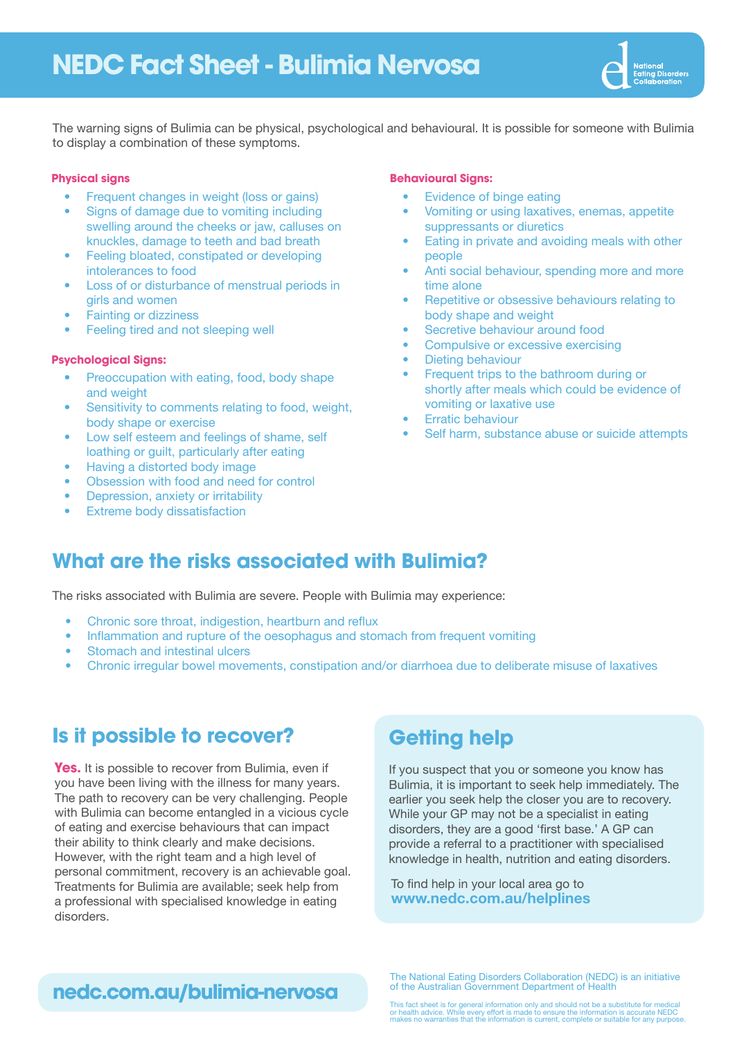# NEDC Fact Sheet - Bulimia Nervosa

The warning signs of Bulimia can be physical, psychological and behavioural. It is possible for someone with Bulimia to display a combination of these symptoms.

**Physical signs**

- Frequent changes in weight (loss or gains)
- Signs of damage due to vomiting including swelling around the cheeks or jaw, calluses on knuckles, damage to teeth and bad breath
- Feeling bloated, constipated or developing intolerances to food
- Loss of or disturbance of menstrual periods in girls and women
- Fainting or dizziness
- Feeling tired and not sleeping well

**Psychological Signs:**

- Preoccupation with eating, food, body shape and weight
- Sensitivity to comments relating to food, weight, body shape or exercise
- Low self esteem and feelings of shame, self loathing or guilt, particularly after eating
- Having a distorted body image
- Obsession with food and need for control
- Depression, anxiety or irritability
- Extreme body dissatisfaction

**Behavioural Signs:**

- Evidence of binge eating
- Vomiting or using laxatives, enemas, appetite suppressants or diuretics
- Eating in private and avoiding meals with other people
- Anti social behaviour, spending more and more time alone
- Repetitive or obsessive behaviours relating to body shape and weight
- Secretive behaviour around food
- Compulsive or excessive exercising
- Dieting behaviour
- Frequent trips to the bathroom during or shortly after meals which could be evidence of vomiting or laxative use
- Erratic behaviour
- Self harm, substance abuse or suicide attempts

## What are the risks associated with Bulimia?

The risks associated with Bulimia are severe. People with Bulimia may experience:

- Chronic sore throat, indigestion, heartburn and reflux
- Inflammation and rupture of the oesophagus and stomach from frequent vomiting
- Stomach and intestinal ulcers
- Chronic irregular bowel movements, constipation and/or diarrhoea due to deliberate misuse of laxatives

## Is it possible to recover?

**Yes.** It is possible to recover from Bulimia, even if you have been living with the illness for many years. The path to recovery can be very challenging. People with Bulimia can become entangled in a vicious cycle of eating and exercise behaviours that can impact their ability to think clearly and make decisions. However, with the right team and a high level of personal commitment, recovery is an achievable goal. Treatments for Bulimia are available; seek help from a professional with specialised knowledge in eating disorders.

## Getting help

If you suspect that you or someone you know has Bulimia, it is important to seek help immediately. The earlier you seek help the closer you are to recovery. While your GP may not be a specialist in eating disorders, they are a good 'first base.' A GP can provide a referral to a practitioner with specialised knowledge in health, nutrition and eating disorders.

To find help in your local area go to **www.nedc.com.au/helplines**

**nedc.com.au/bulimia-nervosa**

The National Eating Disorders Collaboration (NEDC) is an initiative of the Australian Government Department of Health

This fact sheet is for general information only and should not be a substitute for medical or health advice. While every effort is made to ensure the information is accurate NEDC makes no warranties that the information is current, complete or suitable for any purpose.